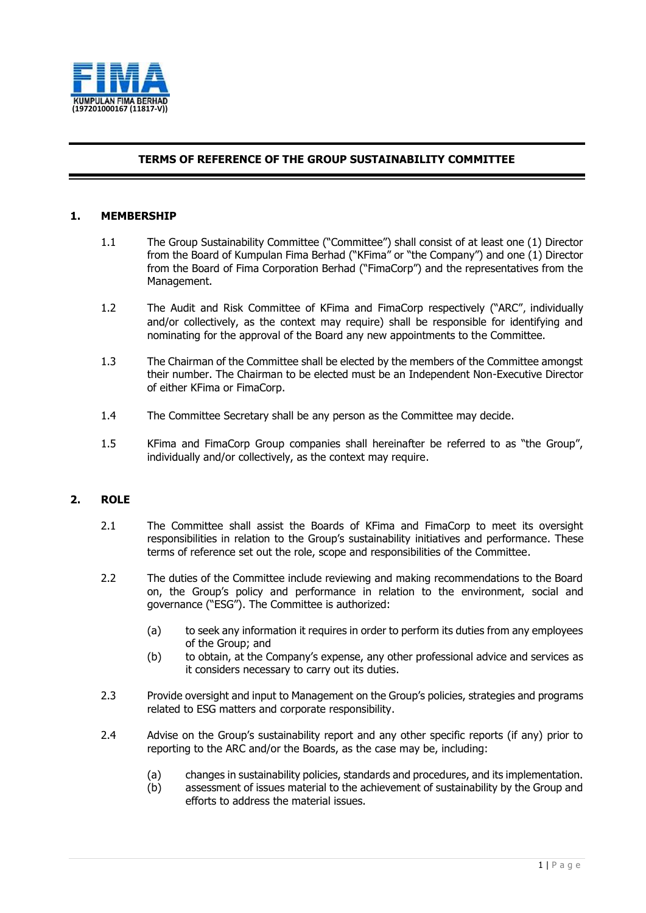KUMPULAN FIMA BERHAD
(197201000167 (11817-V))

# TERMS OF REFERENCE OF THE GROUP SUSTAINABILITY COMMITTEE

## 1. MEMBERSHIP

1.1 The Group Sustainability Committee ("Committee") shall consist of at least one (1) Director from the Board of Kumpulan Fima Berhad ("KFima" or "the Company") and one (1) Director from the Board of Fima Corporation Berhad ("FimaCorp") and the representatives from the Management.

1.2 The Audit and Risk Committee of KFima and FimaCorp respectively ("ARC", individually and/or collectively, as the context may require) shall be responsible for identifying and nominating for the approval of the Board any new appointments to the Committee.

1.3 The Chairman of the Committee shall be elected by the members of the Committee amongst their number. The Chairman to be elected must be an Independent Non-Executive Director of either KFima or FimaCorp.

1.4 The Committee Secretary shall be any person as the Committee may decide.

1.5 KFima and FimaCorp Group companies shall hereinafter be referred to as "the Group", individually and/or collectively, as the context may require.

## 2. ROLE

2.1 The Committee shall assist the Boards of KFima and FimaCorp to meet its oversight responsibilities in relation to the Group's sustainability initiatives and performance. These terms of reference set out the role, scope and responsibilities of the Committee.

2.2 The duties of the Committee include reviewing and making recommendations to the Board on, the Group's policy and performance in relation to the environment, social and governance ("ESG"). The Committee is authorized:

(a) to seek any information it requires in order to perform its duties from any employees of the Group; and

(b) to obtain, at the Company's expense, any other professional advice and services as it considers necessary to carry out its duties.

2.3 Provide oversight and input to Management on the Group's policies, strategies and programs related to ESG matters and corporate responsibility.

2.4 Advise on the Group's sustainability report and any other specific reports (if any) prior to reporting to the ARC and/or the Boards, as the case may be, including:

(a) changes in sustainability policies, standards and procedures, and its implementation.

(b) assessment of issues material to the achievement of sustainability by the Group and efforts to address the material issues.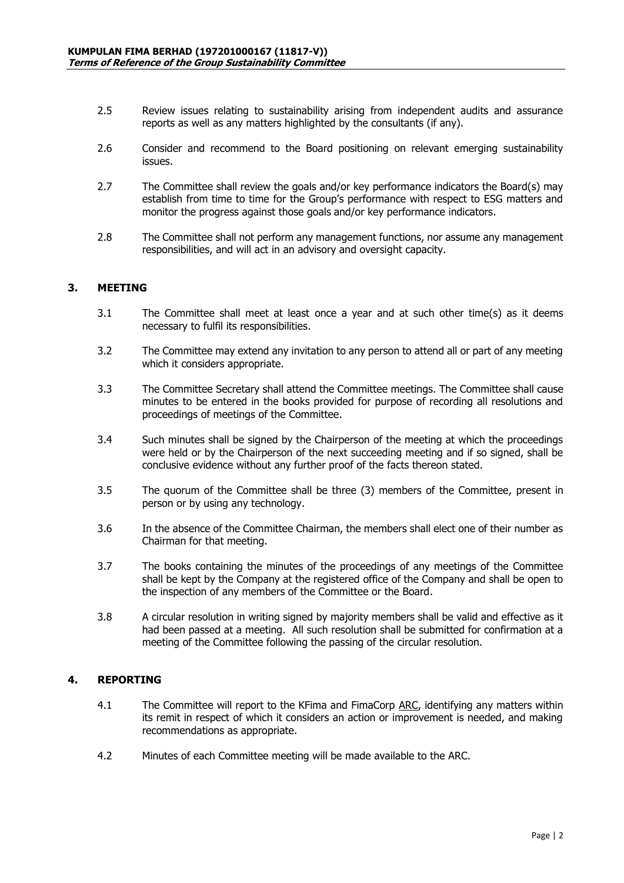2.5 Review issues relating to sustainability arising from independent audits and assurance reports as well as any matters highlighted by the consultants (if any).

2.6 Consider and recommend to the Board positioning on relevant emerging sustainability issues.

2.7 The Committee shall review the goals and/or key performance indicators the Board(s) may establish from time to time for the Group's performance with respect to ESG matters and monitor the progress against those goals and/or key performance indicators.

2.8 The Committee shall not perform any management functions, nor assume any management responsibilities, and will act in an advisory and oversight capacity.

## 3. MEETING

3.1 The Committee shall meet at least once a year and at such other time(s) as it deems necessary to fulfil its responsibilities.

3.2 The Committee may extend any invitation to any person to attend all or part of any meeting which it considers appropriate.

3.3 The Committee Secretary shall attend the Committee meetings. The Committee shall cause minutes to be entered in the books provided for purpose of recording all resolutions and proceedings of meetings of the Committee.

3.4 Such minutes shall be signed by the Chairperson of the meeting at which the proceedings were held or by the Chairperson of the next succeeding meeting and if so signed, shall be conclusive evidence without any further proof of the facts thereon stated.

3.5 The quorum of the Committee shall be three (3) members of the Committee, present in person or by using any technology.

3.6 In the absence of the Committee Chairman, the members shall elect one of their number as Chairman for that meeting.

3.7 The books containing the minutes of the proceedings of any meetings of the Committee shall be kept by the Company at the registered office of the Company and shall be open to the inspection of any members of the Committee or the Board.

3.8 A circular resolution in writing signed by majority members shall be valid and effective as it had been passed at a meeting. All such resolution shall be submitted for confirmation at a meeting of the Committee following the passing of the circular resolution.

## 4. REPORTING

4.1 The Committee will report to the KFima and FimaCorp ARC, identifying any matters within its remit in respect of which it considers an action or improvement is needed, and making recommendations as appropriate.

4.2 Minutes of each Committee meeting will be made available to the ARC.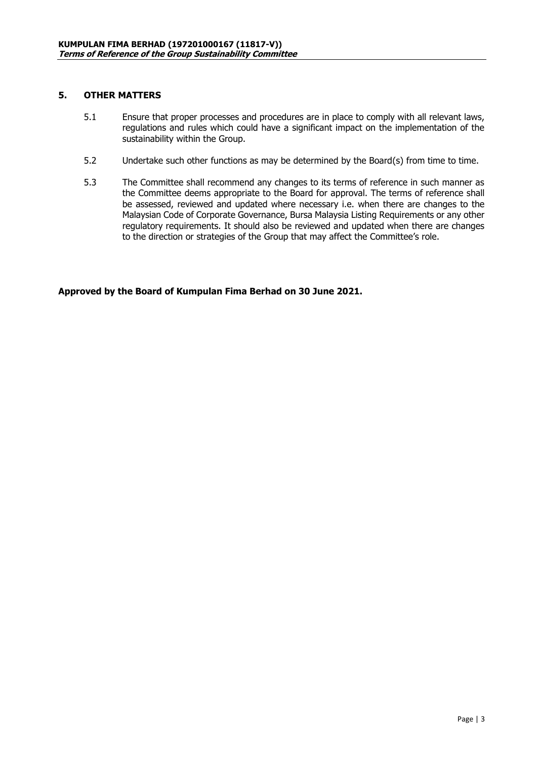## 5. OTHER MATTERS

5.1 Ensure that proper processes and procedures are in place to comply with all relevant laws, regulations and rules which could have a significant impact on the implementation of the sustainability within the Group.

5.2 Undertake such other functions as may be determined by the Board(s) from time to time.

5.3 The Committee shall recommend any changes to its terms of reference in such manner as the Committee deems appropriate to the Board for approval. The terms of reference shall be assessed, reviewed and updated where necessary i.e. when there are changes to the Malaysian Code of Corporate Governance, Bursa Malaysia Listing Requirements or any other regulatory requirements. It should also be reviewed and updated when there are changes to the direction or strategies of the Group that may affect the Committee's role.

**Approved by the Board of Kumpulan Fima Berhad on 30 June 2021.**